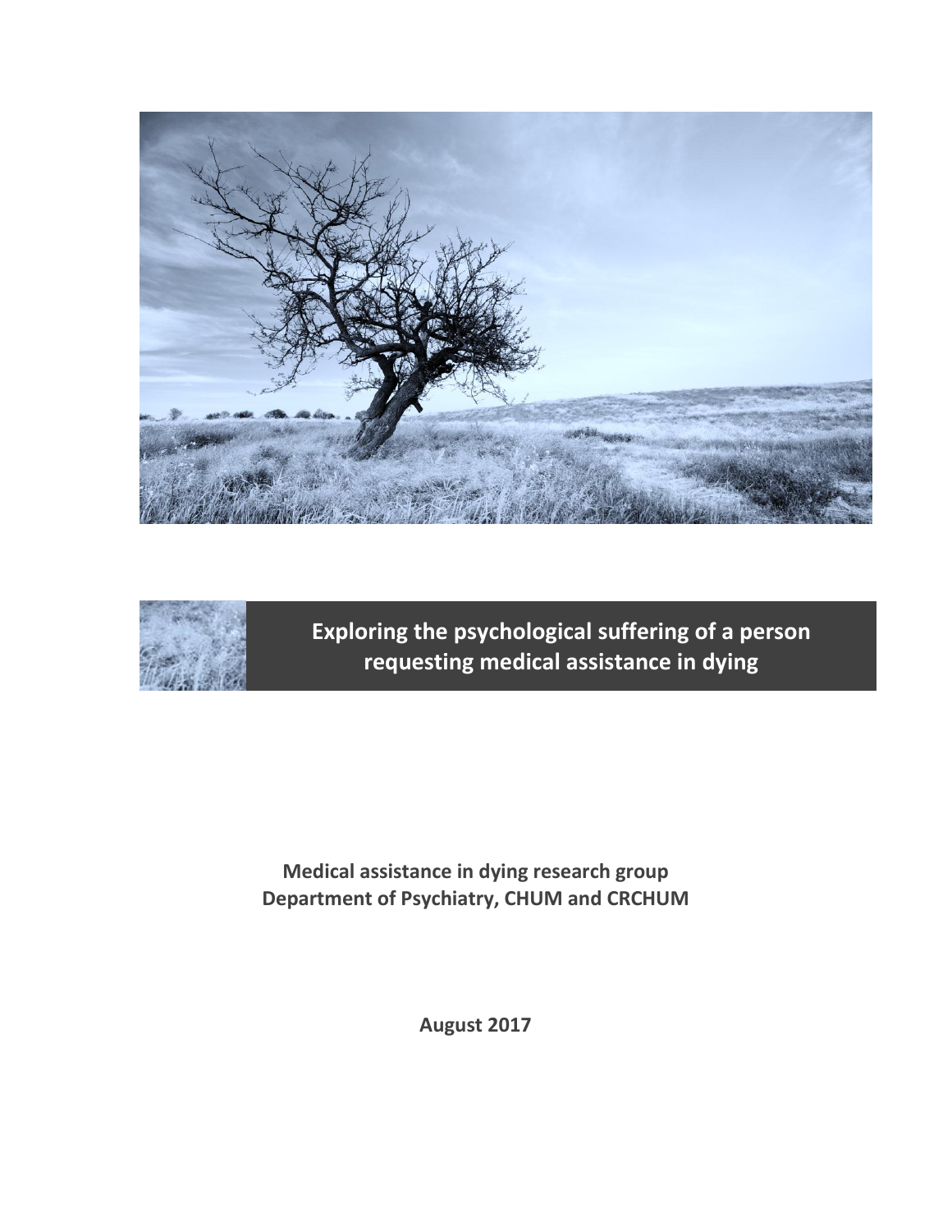# Exploring the psychological suffering of a person requesting medical assistance in dying

**Medical assistance in dying research group**
**Department of Psychiatry, CHUM and CRCHUM**

**August 2017**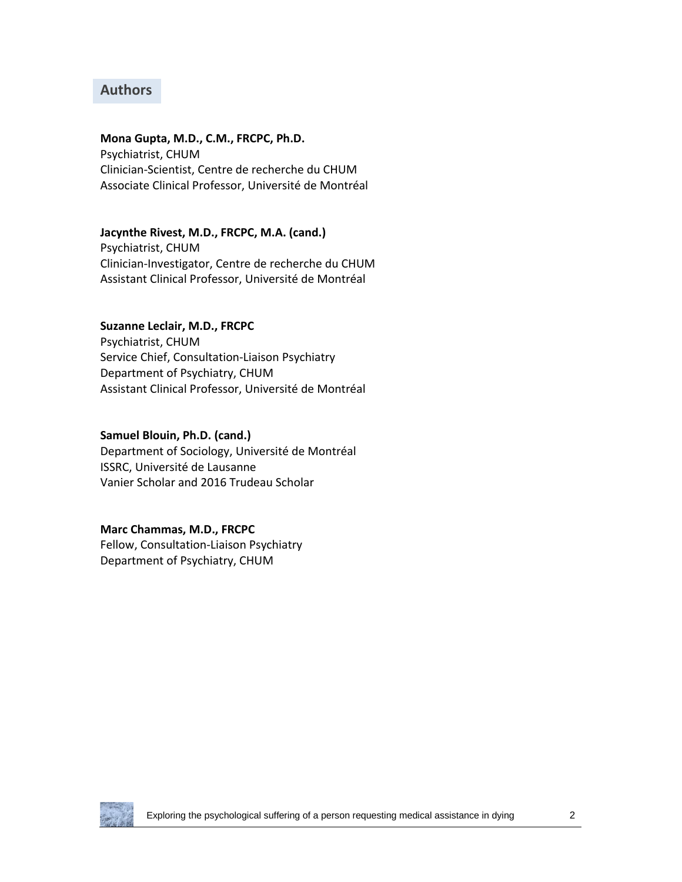## Authors

**Mona Gupta, M.D., C.M., FRCPC, Ph.D.**
Psychiatrist, CHUM
Clinician-Scientist, Centre de recherche du CHUM
Associate Clinical Professor, Université de Montréal

**Jacynthe Rivest, M.D., FRCPC, M.A. (cand.)**
Psychiatrist, CHUM
Clinician-Investigator, Centre de recherche du CHUM
Assistant Clinical Professor, Université de Montréal

**Suzanne Leclair, M.D., FRCPC**
Psychiatrist, CHUM
Service Chief, Consultation-Liaison Psychiatry
Department of Psychiatry, CHUM
Assistant Clinical Professor, Université de Montréal

**Samuel Blouin, Ph.D. (cand.)**
Department of Sociology, Université de Montréal
ISSRC, Université de Lausanne
Vanier Scholar and 2016 Trudeau Scholar

**Marc Chammas, M.D., FRCPC**
Fellow, Consultation-Liaison Psychiatry
Department of Psychiatry, CHUM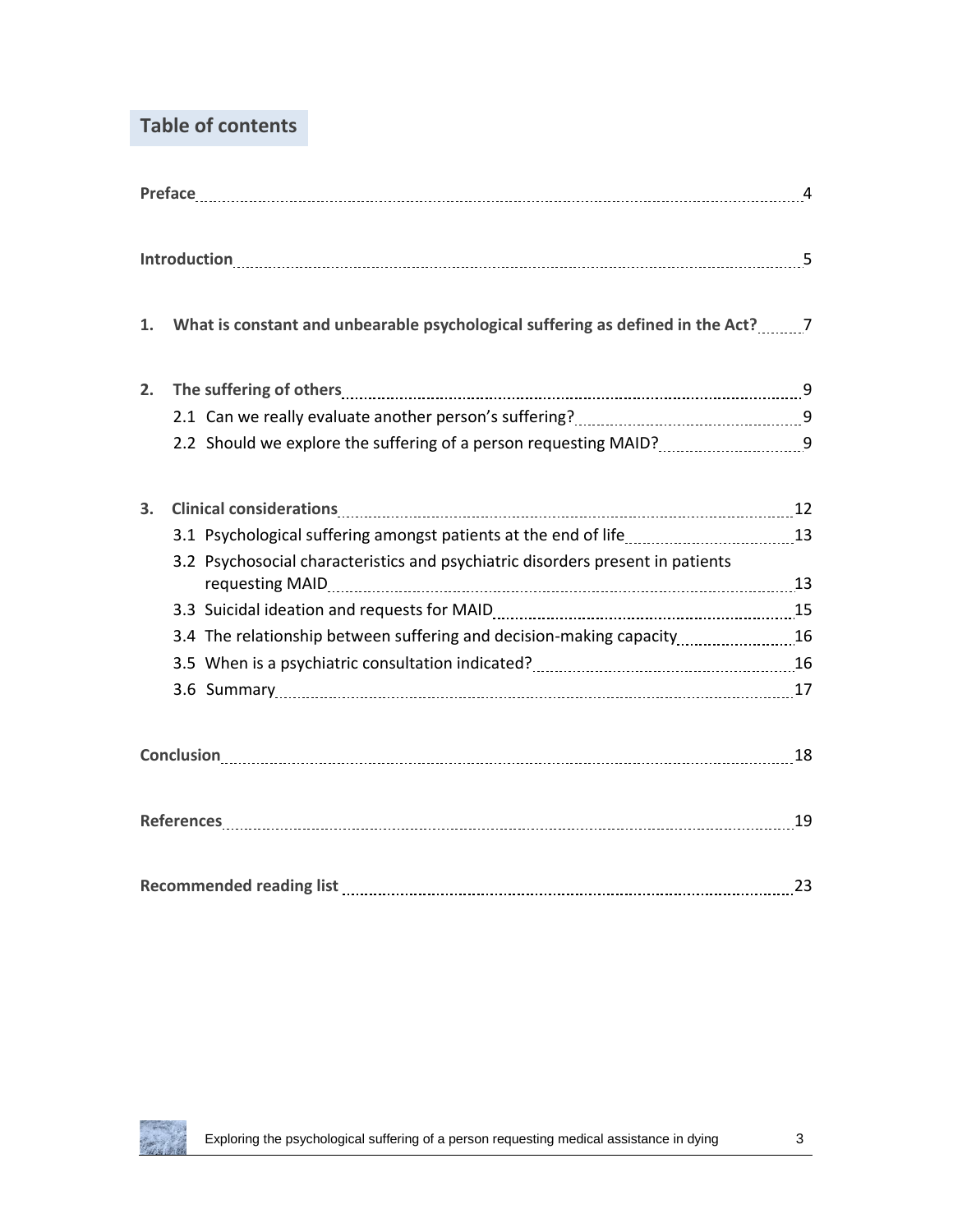## Table of contents

**Preface** ........ 4

**Introduction** ........ 5

**1. What is constant and unbearable psychological suffering as defined in the Act?** ........ 7

**2. The suffering of others** ........ 9

- 2.1 Can we really evaluate another person's suffering? ........ 9
- 2.2 Should we explore the suffering of a person requesting MAID? ........ 9

**3. Clinical considerations** ........ 12

- 3.1 Psychological suffering amongst patients at the end of life ........ 13
- 3.2 Psychosocial characteristics and psychiatric disorders present in patients requesting MAID ........ 13
- 3.3 Suicidal ideation and requests for MAID ........ 15
- 3.4 The relationship between suffering and decision-making capacity ........ 16
- 3.5 When is a psychiatric consultation indicated? ........ 16
- 3.6 Summary ........ 17

**Conclusion** ........ 18

**References** ........ 19

**Recommended reading list** ........ 23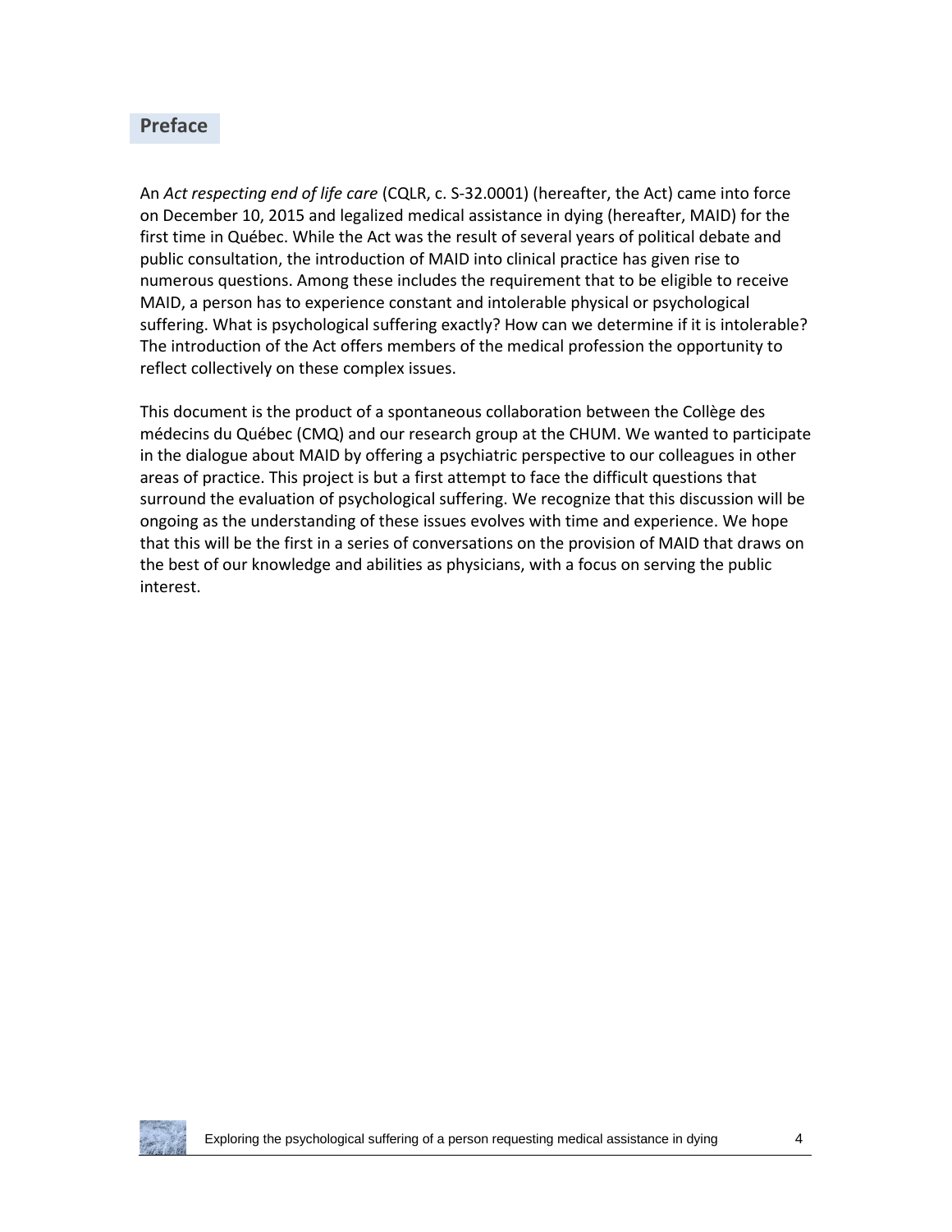## Preface

An *Act respecting end of life care* (CQLR, c. S-32.0001) (hereafter, the Act) came into force on December 10, 2015 and legalized medical assistance in dying (hereafter, MAID) for the first time in Québec. While the Act was the result of several years of political debate and public consultation, the introduction of MAID into clinical practice has given rise to numerous questions. Among these includes the requirement that to be eligible to receive MAID, a person has to experience constant and intolerable physical or psychological suffering. What is psychological suffering exactly? How can we determine if it is intolerable? The introduction of the Act offers members of the medical profession the opportunity to reflect collectively on these complex issues.

This document is the product of a spontaneous collaboration between the Collège des médecins du Québec (CMQ) and our research group at the CHUM. We wanted to participate in the dialogue about MAID by offering a psychiatric perspective to our colleagues in other areas of practice. This project is but a first attempt to face the difficult questions that surround the evaluation of psychological suffering. We recognize that this discussion will be ongoing as the understanding of these issues evolves with time and experience. We hope that this will be the first in a series of conversations on the provision of MAID that draws on the best of our knowledge and abilities as physicians, with a focus on serving the public interest.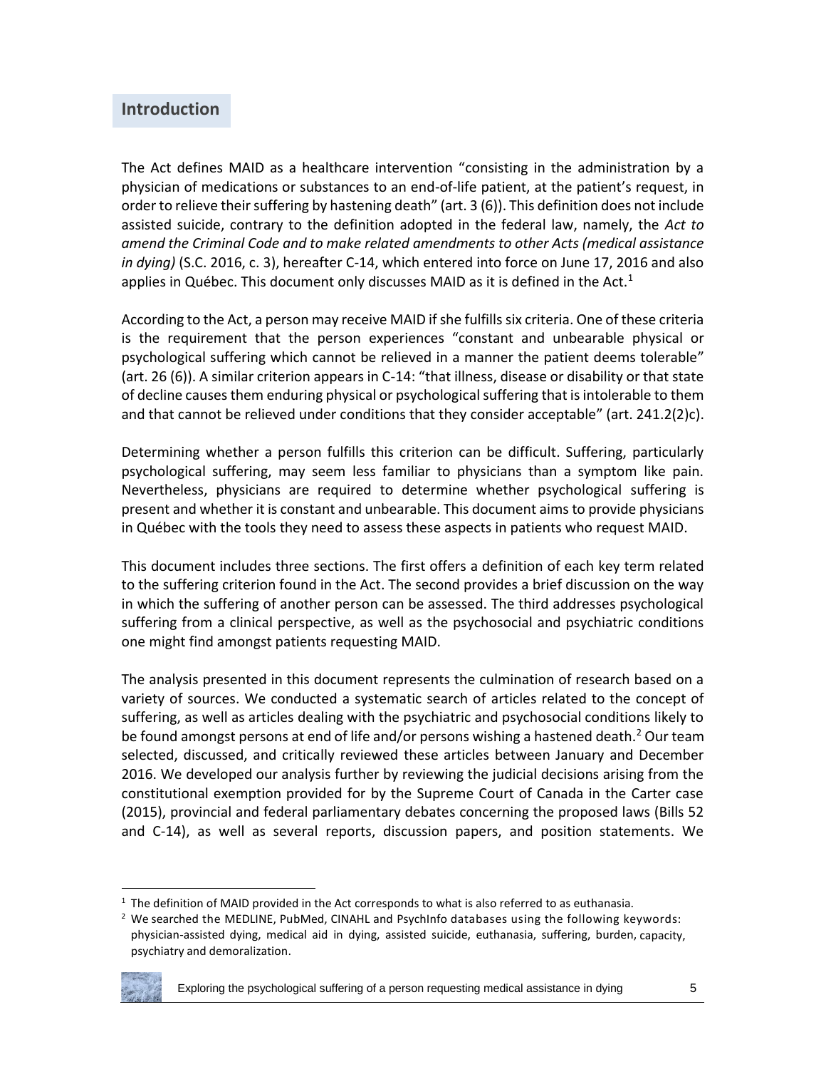## Introduction

The Act defines MAID as a healthcare intervention "consisting in the administration by a physician of medications or substances to an end-of-life patient, at the patient's request, in order to relieve their suffering by hastening death" (art. 3 (6)). This definition does not include assisted suicide, contrary to the definition adopted in the federal law, namely, the *Act to amend the Criminal Code and to make related amendments to other Acts (medical assistance in dying)* (S.C. 2016, c. 3), hereafter C-14, which entered into force on June 17, 2016 and also applies in Québec. This document only discusses MAID as it is defined in the Act.[1]

According to the Act, a person may receive MAID if she fulfills six criteria. One of these criteria is the requirement that the person experiences "constant and unbearable physical or psychological suffering which cannot be relieved in a manner the patient deems tolerable" (art. 26 (6)). A similar criterion appears in C-14: "that illness, disease or disability or that state of decline causes them enduring physical or psychological suffering that is intolerable to them and that cannot be relieved under conditions that they consider acceptable" (art. 241.2(2)c).

Determining whether a person fulfills this criterion can be difficult. Suffering, particularly psychological suffering, may seem less familiar to physicians than a symptom like pain. Nevertheless, physicians are required to determine whether psychological suffering is present and whether it is constant and unbearable. This document aims to provide physicians in Québec with the tools they need to assess these aspects in patients who request MAID.

This document includes three sections. The first offers a definition of each key term related to the suffering criterion found in the Act. The second provides a brief discussion on the way in which the suffering of another person can be assessed. The third addresses psychological suffering from a clinical perspective, as well as the psychosocial and psychiatric conditions one might find amongst patients requesting MAID.

The analysis presented in this document represents the culmination of research based on a variety of sources. We conducted a systematic search of articles related to the concept of suffering, as well as articles dealing with the psychiatric and psychosocial conditions likely to be found amongst persons at end of life and/or persons wishing a hastened death.[2] Our team selected, discussed, and critically reviewed these articles between January and December 2016. We developed our analysis further by reviewing the judicial decisions arising from the constitutional exemption provided for by the Supreme Court of Canada in the Carter case (2015), provincial and federal parliamentary debates concerning the proposed laws (Bills 52 and C-14), as well as several reports, discussion papers, and position statements. We

---

[1] The definition of MAID provided in the Act corresponds to what is also referred to as euthanasia.

[2] We searched the MEDLINE, PubMed, CINAHL and PsychInfo databases using the following keywords: physician-assisted dying, medical aid in dying, assisted suicide, euthanasia, suffering, burden, capacity, psychiatry and demoralization.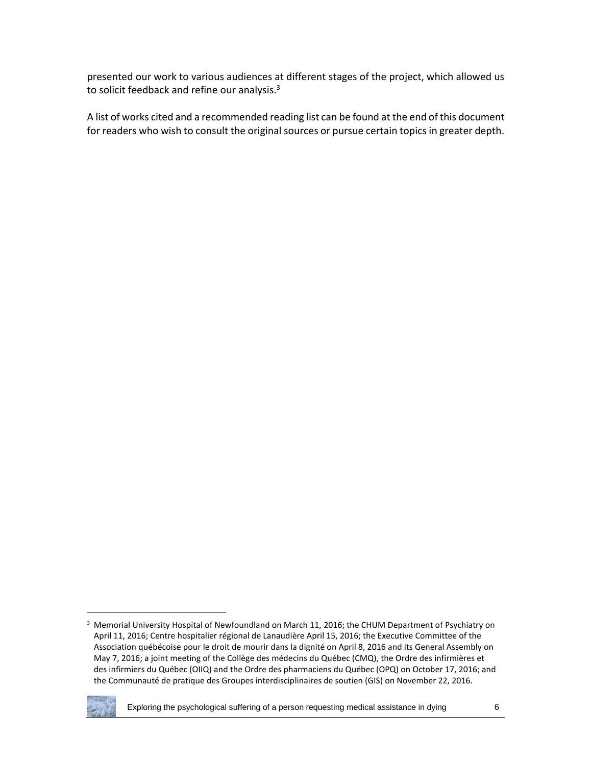presented our work to various audiences at different stages of the project, which allowed us to solicit feedback and refine our analysis.[3]

A list of works cited and a recommended reading list can be found at the end of this document for readers who wish to consult the original sources or pursue certain topics in greater depth.

---

[3] Memorial University Hospital of Newfoundland on March 11, 2016; the CHUM Department of Psychiatry on April 11, 2016; Centre hospitalier régional de Lanaudière April 15, 2016; the Executive Committee of the Association québécoise pour le droit de mourir dans la dignité on April 8, 2016 and its General Assembly on May 7, 2016; a joint meeting of the Collège des médecins du Québec (CMQ), the Ordre des infirmières et des infirmiers du Québec (OIIQ) and the Ordre des pharmaciens du Québec (OPQ) on October 17, 2016; and the Communauté de pratique des Groupes interdisciplinaires de soutien (GIS) on November 22, 2016.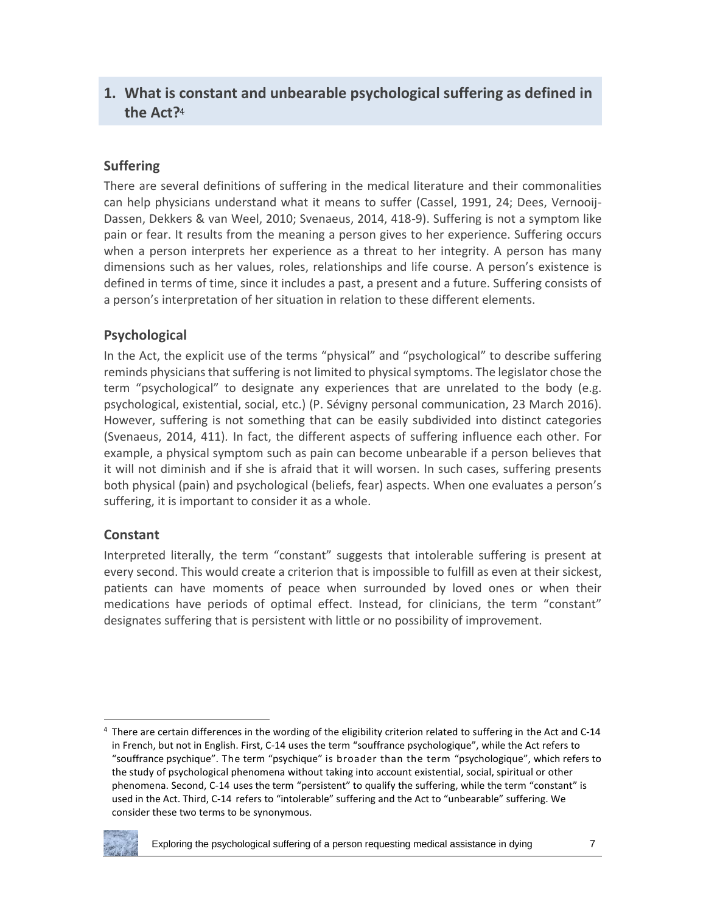## 1. What is constant and unbearable psychological suffering as defined in the Act?[4]

### Suffering

There are several definitions of suffering in the medical literature and their commonalities can help physicians understand what it means to suffer (Cassel, 1991, 24; Dees, Vernooij-Dassen, Dekkers & van Weel, 2010; Svenaeus, 2014, 418-9). Suffering is not a symptom like pain or fear. It results from the meaning a person gives to her experience. Suffering occurs when a person interprets her experience as a threat to her integrity. A person has many dimensions such as her values, roles, relationships and life course. A person's existence is defined in terms of time, since it includes a past, a present and a future. Suffering consists of a person's interpretation of her situation in relation to these different elements.

### Psychological

In the Act, the explicit use of the terms "physical" and "psychological" to describe suffering reminds physicians that suffering is not limited to physical symptoms. The legislator chose the term "psychological" to designate any experiences that are unrelated to the body (e.g. psychological, existential, social, etc.) (P. Sévigny personal communication, 23 March 2016). However, suffering is not something that can be easily subdivided into distinct categories (Svenaeus, 2014, 411). In fact, the different aspects of suffering influence each other. For example, a physical symptom such as pain can become unbearable if a person believes that it will not diminish and if she is afraid that it will worsen. In such cases, suffering presents both physical (pain) and psychological (beliefs, fear) aspects. When one evaluates a person's suffering, it is important to consider it as a whole.

### Constant

Interpreted literally, the term "constant" suggests that intolerable suffering is present at every second. This would create a criterion that is impossible to fulfill as even at their sickest, patients can have moments of peace when surrounded by loved ones or when their medications have periods of optimal effect. Instead, for clinicians, the term "constant" designates suffering that is persistent with little or no possibility of improvement.

---

[4] There are certain differences in the wording of the eligibility criterion related to suffering in the Act and C-14 in French, but not in English. First, C-14 uses the term "souffrance psychologique", while the Act refers to "souffrance psychique". The term "psychique" is broader than the term "psychologique", which refers to the study of psychological phenomena without taking into account existential, social, spiritual or other phenomena. Second, C-14 uses the term "persistent" to qualify the suffering, while the term "constant" is used in the Act. Third, C-14 refers to "intolerable" suffering and the Act to "unbearable" suffering. We consider these two terms to be synonymous.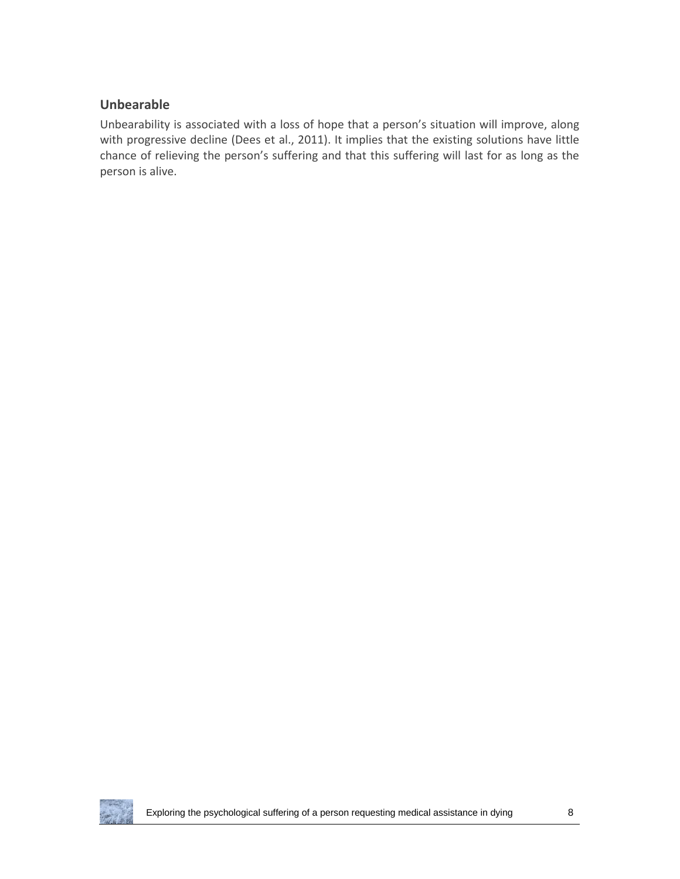### Unbearable

Unbearability is associated with a loss of hope that a person's situation will improve, along with progressive decline (Dees et al., 2011). It implies that the existing solutions have little chance of relieving the person's suffering and that this suffering will last for as long as the person is alive.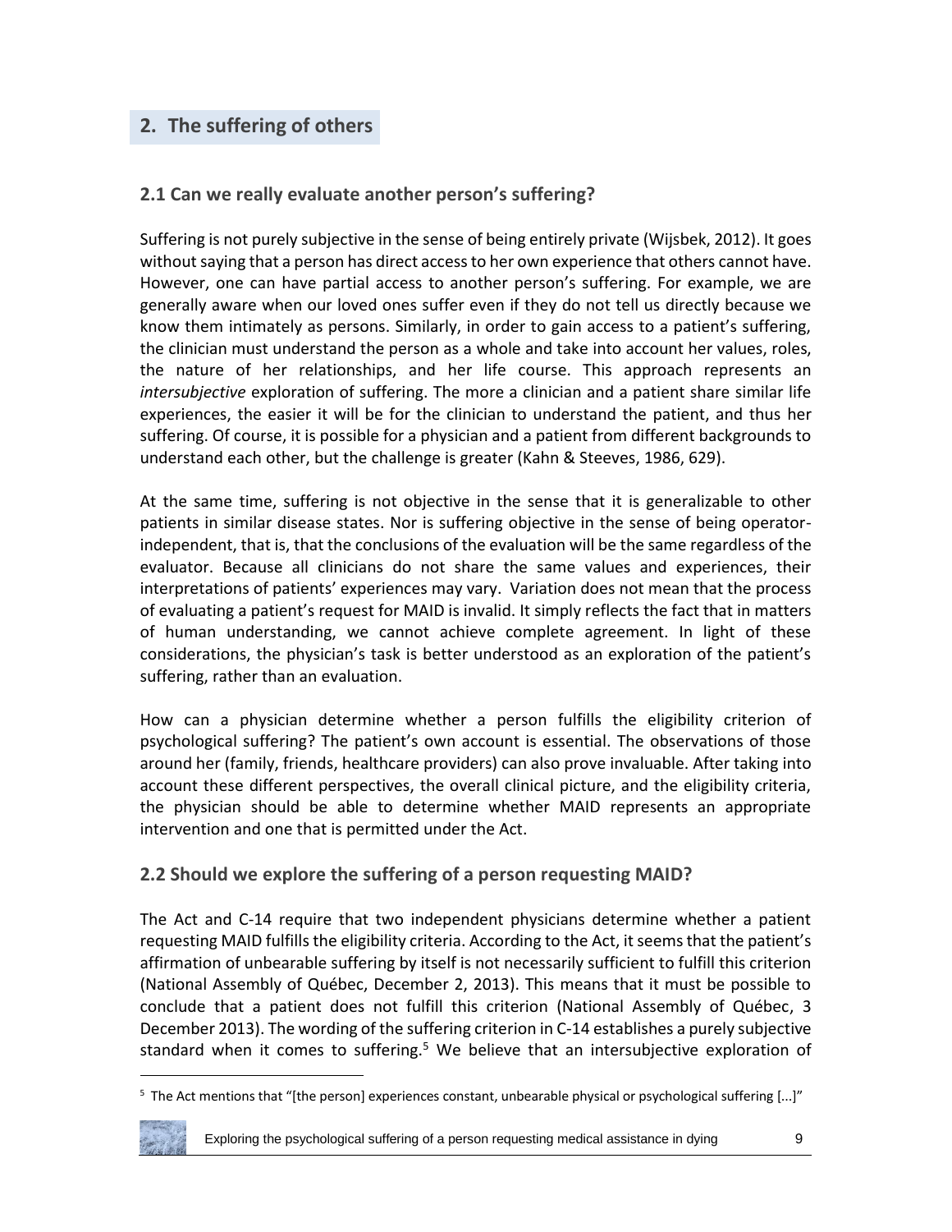## 2. The suffering of others

### 2.1 Can we really evaluate another person's suffering?

Suffering is not purely subjective in the sense of being entirely private (Wijsbek, 2012). It goes without saying that a person has direct access to her own experience that others cannot have. However, one can have partial access to another person's suffering. For example, we are generally aware when our loved ones suffer even if they do not tell us directly because we know them intimately as persons. Similarly, in order to gain access to a patient's suffering, the clinician must understand the person as a whole and take into account her values, roles, the nature of her relationships, and her life course. This approach represents an *intersubjective* exploration of suffering. The more a clinician and a patient share similar life experiences, the easier it will be for the clinician to understand the patient, and thus her suffering. Of course, it is possible for a physician and a patient from different backgrounds to understand each other, but the challenge is greater (Kahn & Steeves, 1986, 629).

At the same time, suffering is not objective in the sense that it is generalizable to other patients in similar disease states. Nor is suffering objective in the sense of being operator-independent, that is, that the conclusions of the evaluation will be the same regardless of the evaluator. Because all clinicians do not share the same values and experiences, their interpretations of patients' experiences may vary. Variation does not mean that the process of evaluating a patient's request for MAID is invalid. It simply reflects the fact that in matters of human understanding, we cannot achieve complete agreement. In light of these considerations, the physician's task is better understood as an exploration of the patient's suffering, rather than an evaluation.

How can a physician determine whether a person fulfills the eligibility criterion of psychological suffering? The patient's own account is essential. The observations of those around her (family, friends, healthcare providers) can also prove invaluable. After taking into account these different perspectives, the overall clinical picture, and the eligibility criteria, the physician should be able to determine whether MAID represents an appropriate intervention and one that is permitted under the Act.

### 2.2 Should we explore the suffering of a person requesting MAID?

The Act and C-14 require that two independent physicians determine whether a patient requesting MAID fulfills the eligibility criteria. According to the Act, it seems that the patient's affirmation of unbearable suffering by itself is not necessarily sufficient to fulfill this criterion (National Assembly of Québec, December 2, 2013). This means that it must be possible to conclude that a patient does not fulfill this criterion (National Assembly of Québec, 3 December 2013). The wording of the suffering criterion in C-14 establishes a purely subjective standard when it comes to suffering.[5] We believe that an intersubjective exploration of

[5] The Act mentions that "[the person] experiences constant, unbearable physical or psychological suffering [...]"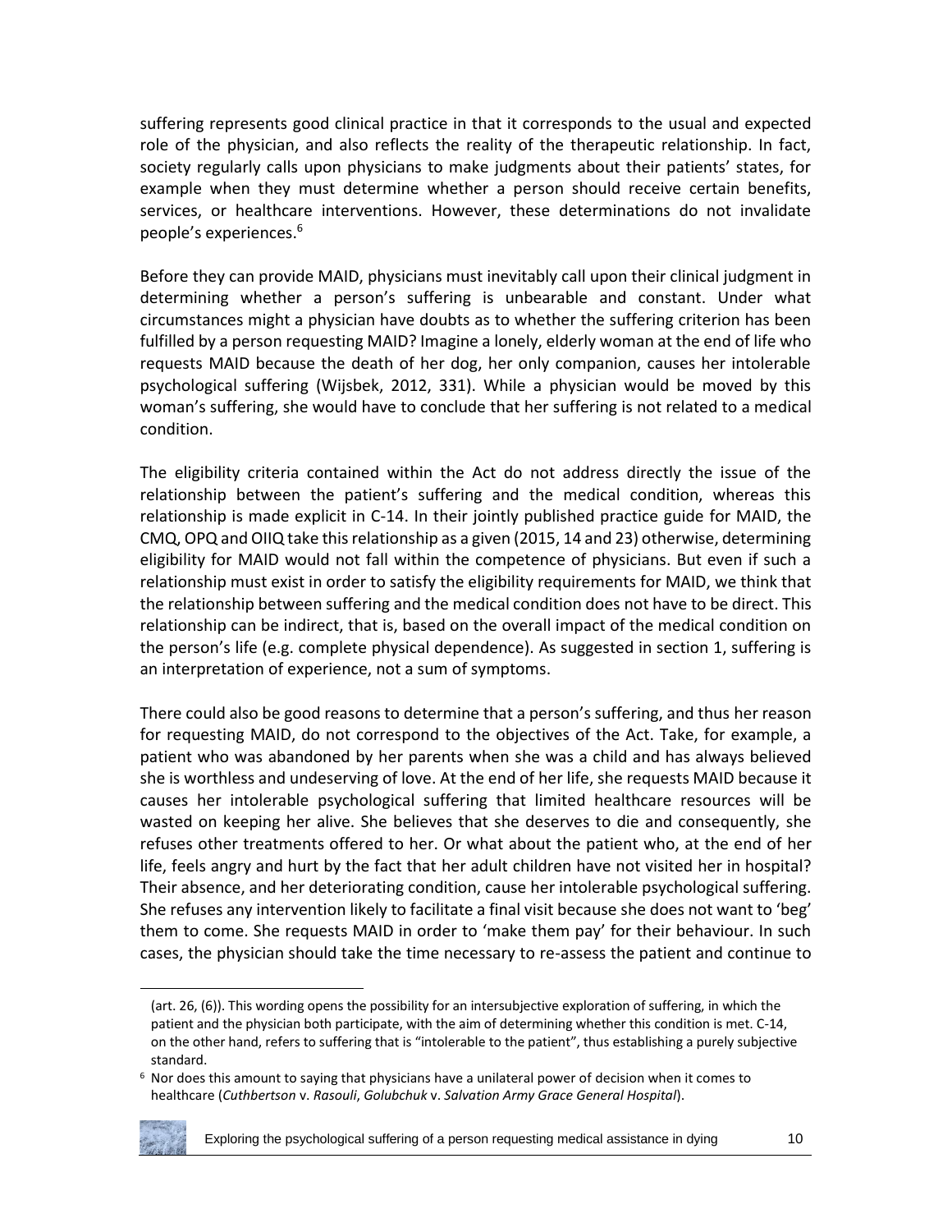suffering represents good clinical practice in that it corresponds to the usual and expected role of the physician, and also reflects the reality of the therapeutic relationship. In fact, society regularly calls upon physicians to make judgments about their patients' states, for example when they must determine whether a person should receive certain benefits, services, or healthcare interventions. However, these determinations do not invalidate people's experiences.[6]

Before they can provide MAID, physicians must inevitably call upon their clinical judgment in determining whether a person's suffering is unbearable and constant. Under what circumstances might a physician have doubts as to whether the suffering criterion has been fulfilled by a person requesting MAID? Imagine a lonely, elderly woman at the end of life who requests MAID because the death of her dog, her only companion, causes her intolerable psychological suffering (Wijsbek, 2012, 331). While a physician would be moved by this woman's suffering, she would have to conclude that her suffering is not related to a medical condition.

The eligibility criteria contained within the Act do not address directly the issue of the relationship between the patient's suffering and the medical condition, whereas this relationship is made explicit in C-14. In their jointly published practice guide for MAID, the CMQ, OPQ and OIIQ take this relationship as a given (2015, 14 and 23) otherwise, determining eligibility for MAID would not fall within the competence of physicians. But even if such a relationship must exist in order to satisfy the eligibility requirements for MAID, we think that the relationship between suffering and the medical condition does not have to be direct. This relationship can be indirect, that is, based on the overall impact of the medical condition on the person's life (e.g. complete physical dependence). As suggested in section 1, suffering is an interpretation of experience, not a sum of symptoms.

There could also be good reasons to determine that a person's suffering, and thus her reason for requesting MAID, do not correspond to the objectives of the Act. Take, for example, a patient who was abandoned by her parents when she was a child and has always believed she is worthless and undeserving of love. At the end of her life, she requests MAID because it causes her intolerable psychological suffering that limited healthcare resources will be wasted on keeping her alive. She believes that she deserves to die and consequently, she refuses other treatments offered to her. Or what about the patient who, at the end of her life, feels angry and hurt by the fact that her adult children have not visited her in hospital? Their absence, and her deteriorating condition, cause her intolerable psychological suffering. She refuses any intervention likely to facilitate a final visit because she does not want to 'beg' them to come. She requests MAID in order to 'make them pay' for their behaviour. In such cases, the physician should take the time necessary to re-assess the patient and continue to

---

(art. 26, (6)). This wording opens the possibility for an intersubjective exploration of suffering, in which the patient and the physician both participate, with the aim of determining whether this condition is met. C-14, on the other hand, refers to suffering that is "intolerable to the patient", thus establishing a purely subjective standard.

[6] Nor does this amount to saying that physicians have a unilateral power of decision when it comes to healthcare (*Cuthbertson* v. *Rasouli*, *Golubchuk* v. *Salvation Army Grace General Hospital*).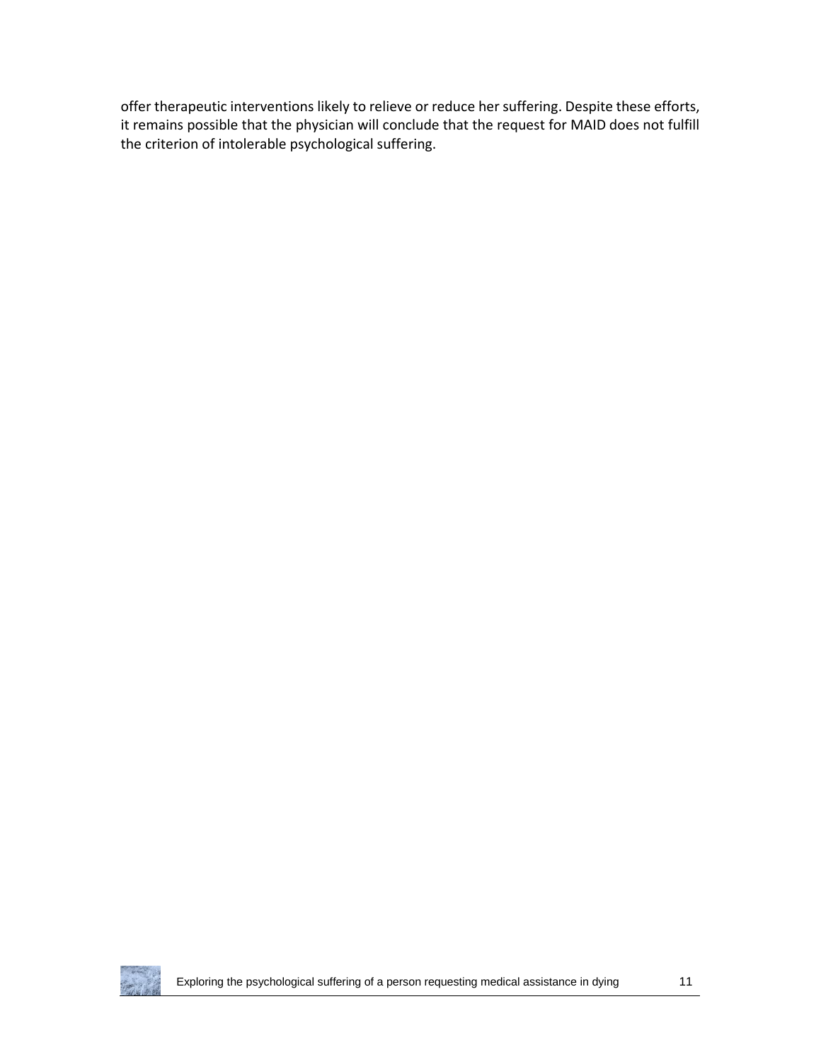offer therapeutic interventions likely to relieve or reduce her suffering. Despite these efforts, it remains possible that the physician will conclude that the request for MAID does not fulfill the criterion of intolerable psychological suffering.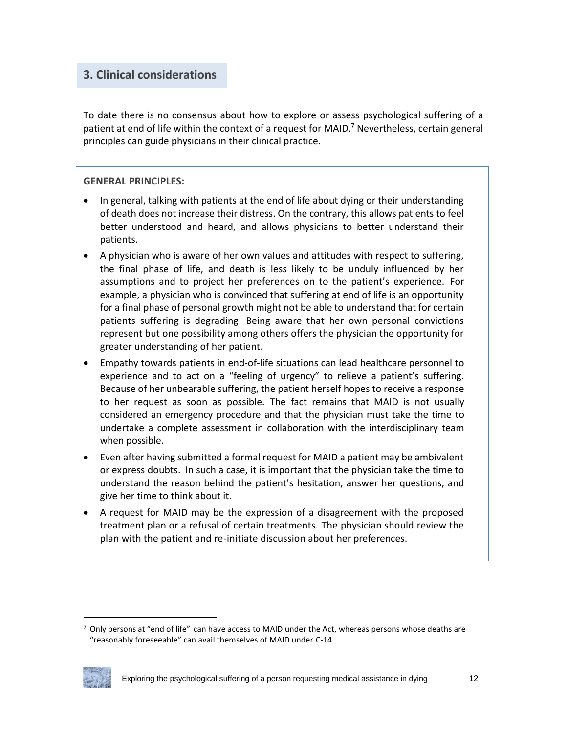## 3. Clinical considerations

To date there is no consensus about how to explore or assess psychological suffering of a patient at end of life within the context of a request for MAID.[7] Nevertheless, certain general principles can guide physicians in their clinical practice.

**GENERAL PRINCIPLES:**

- In general, talking with patients at the end of life about dying or their understanding of death does not increase their distress. On the contrary, this allows patients to feel better understood and heard, and allows physicians to better understand their patients.
- A physician who is aware of her own values and attitudes with respect to suffering, the final phase of life, and death is less likely to be unduly influenced by her assumptions and to project her preferences on to the patient's experience. For example, a physician who is convinced that suffering at end of life is an opportunity for a final phase of personal growth might not be able to understand that for certain patients suffering is degrading. Being aware that her own personal convictions represent but one possibility among others offers the physician the opportunity for greater understanding of her patient.
- Empathy towards patients in end-of-life situations can lead healthcare personnel to experience and to act on a "feeling of urgency" to relieve a patient's suffering. Because of her unbearable suffering, the patient herself hopes to receive a response to her request as soon as possible. The fact remains that MAID is not usually considered an emergency procedure and that the physician must take the time to undertake a complete assessment in collaboration with the interdisciplinary team when possible.
- Even after having submitted a formal request for MAID a patient may be ambivalent or express doubts. In such a case, it is important that the physician take the time to understand the reason behind the patient's hesitation, answer her questions, and give her time to think about it.
- A request for MAID may be the expression of a disagreement with the proposed treatment plan or a refusal of certain treatments. The physician should review the plan with the patient and re-initiate discussion about her preferences.

[7] Only persons at "end of life" can have access to MAID under the Act, whereas persons whose deaths are "reasonably foreseeable" can avail themselves of MAID under C-14.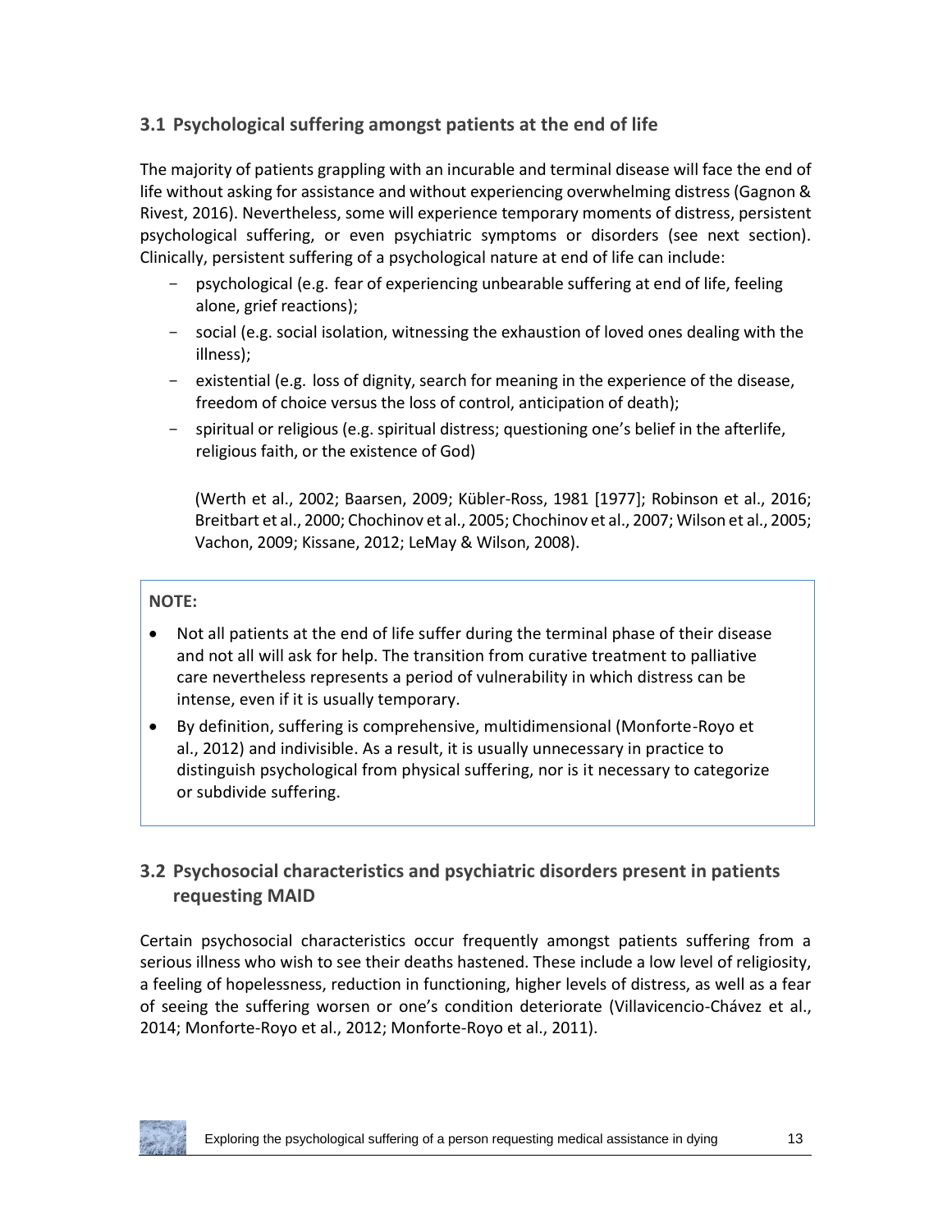## 3.1 Psychological suffering amongst patients at the end of life

The majority of patients grappling with an incurable and terminal disease will face the end of life without asking for assistance and without experiencing overwhelming distress (Gagnon & Rivest, 2016). Nevertheless, some will experience temporary moments of distress, persistent psychological suffering, or even psychiatric symptoms or disorders (see next section). Clinically, persistent suffering of a psychological nature at end of life can include:

- psychological (e.g. fear of experiencing unbearable suffering at end of life, feeling alone, grief reactions);
- social (e.g. social isolation, witnessing the exhaustion of loved ones dealing with the illness);
- existential (e.g. loss of dignity, search for meaning in the experience of the disease, freedom of choice versus the loss of control, anticipation of death);
- spiritual or religious (e.g. spiritual distress; questioning one's belief in the afterlife, religious faith, or the existence of God)

(Werth et al., 2002; Baarsen, 2009; Kübler-Ross, 1981 [1977]; Robinson et al., 2016; Breitbart et al., 2000; Chochinov et al., 2005; Chochinov et al., 2007; Wilson et al., 2005; Vachon, 2009; Kissane, 2012; LeMay & Wilson, 2008).

**NOTE:**

- Not all patients at the end of life suffer during the terminal phase of their disease and not all will ask for help. The transition from curative treatment to palliative care nevertheless represents a period of vulnerability in which distress can be intense, even if it is usually temporary.
- By definition, suffering is comprehensive, multidimensional (Monforte-Royo et al., 2012) and indivisible. As a result, it is usually unnecessary in practice to distinguish psychological from physical suffering, nor is it necessary to categorize or subdivide suffering.

## 3.2 Psychosocial characteristics and psychiatric disorders present in patients requesting MAID

Certain psychosocial characteristics occur frequently amongst patients suffering from a serious illness who wish to see their deaths hastened. These include a low level of religiosity, a feeling of hopelessness, reduction in functioning, higher levels of distress, as well as a fear of seeing the suffering worsen or one's condition deteriorate (Villavicencio-Chávez et al., 2014; Monforte-Royo et al., 2012; Monforte-Royo et al., 2011).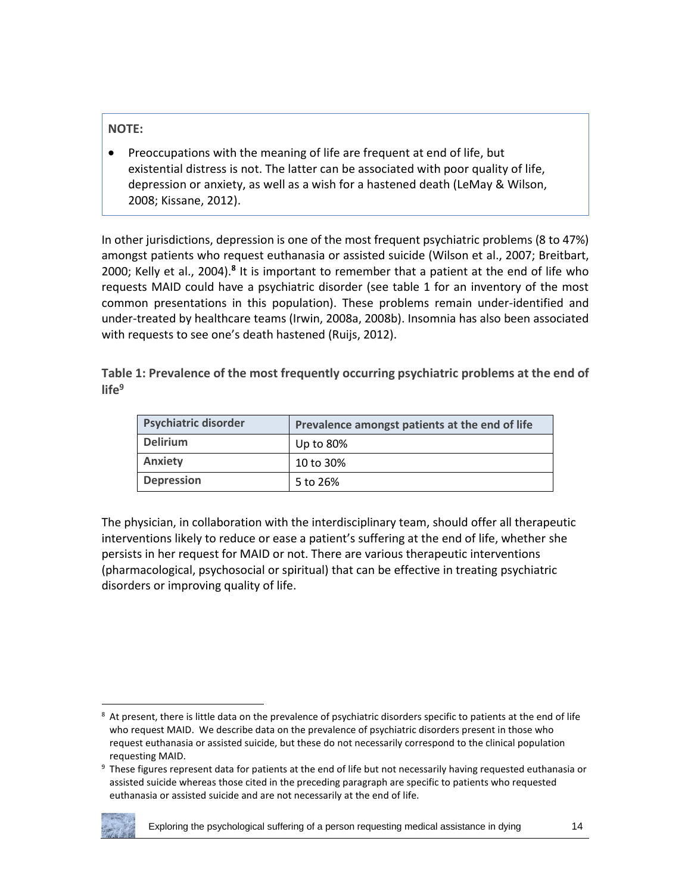**NOTE:**

- Preoccupations with the meaning of life are frequent at end of life, but existential distress is not. The latter can be associated with poor quality of life, depression or anxiety, as well as a wish for a hastened death (LeMay & Wilson, 2008; Kissane, 2012).

In other jurisdictions, depression is one of the most frequent psychiatric problems (8 to 47%) amongst patients who request euthanasia or assisted suicide (Wilson et al., 2007; Breitbart, 2000; Kelly et al., 2004).[8] It is important to remember that a patient at the end of life who requests MAID could have a psychiatric disorder (see table 1 for an inventory of the most common presentations in this population). These problems remain under-identified and under-treated by healthcare teams (Irwin, 2008a, 2008b). Insomnia has also been associated with requests to see one's death hastened (Ruijs, 2012).

**Table 1: Prevalence of the most frequently occurring psychiatric problems at the end of life[9]**

| Psychiatric disorder | Prevalence amongst patients at the end of life |
| --- | --- |
| **Delirium** | Up to 80% |
| **Anxiety** | 10 to 30% |
| **Depression** | 5 to 26% |

The physician, in collaboration with the interdisciplinary team, should offer all therapeutic interventions likely to reduce or ease a patient's suffering at the end of life, whether she persists in her request for MAID or not. There are various therapeutic interventions (pharmacological, psychosocial or spiritual) that can be effective in treating psychiatric disorders or improving quality of life.

---

[8] At present, there is little data on the prevalence of psychiatric disorders specific to patients at the end of life who request MAID. We describe data on the prevalence of psychiatric disorders present in those who request euthanasia or assisted suicide, but these do not necessarily correspond to the clinical population requesting MAID.

[9] These figures represent data for patients at the end of life but not necessarily having requested euthanasia or assisted suicide whereas those cited in the preceding paragraph are specific to patients who requested euthanasia or assisted suicide and are not necessarily at the end of life.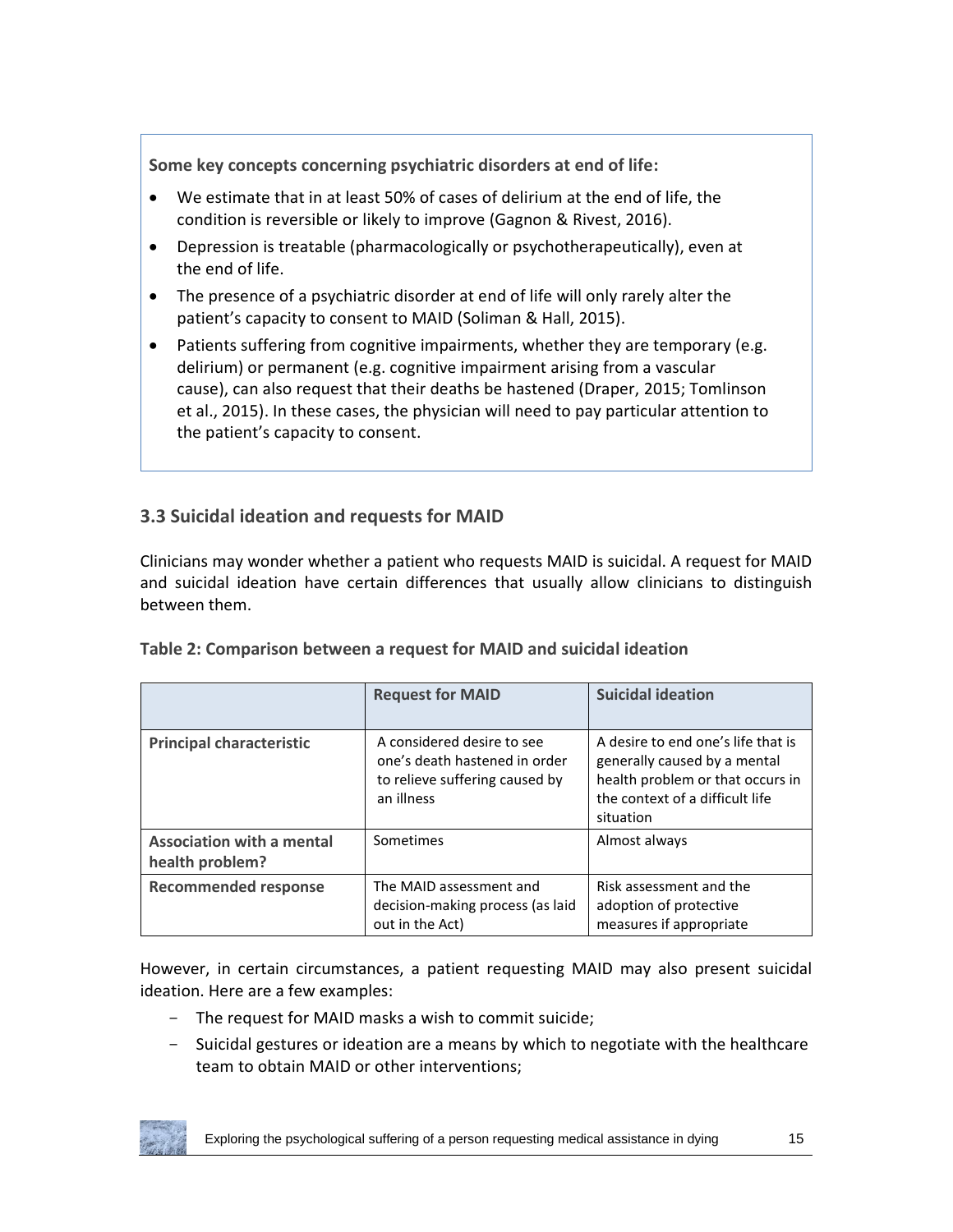**Some key concepts concerning psychiatric disorders at end of life:**

- We estimate that in at least 50% of cases of delirium at the end of life, the condition is reversible or likely to improve (Gagnon & Rivest, 2016).
- Depression is treatable (pharmacologically or psychotherapeutically), even at the end of life.
- The presence of a psychiatric disorder at end of life will only rarely alter the patient's capacity to consent to MAID (Soliman & Hall, 2015).
- Patients suffering from cognitive impairments, whether they are temporary (e.g. delirium) or permanent (e.g. cognitive impairment arising from a vascular cause), can also request that their deaths be hastened (Draper, 2015; Tomlinson et al., 2015). In these cases, the physician will need to pay particular attention to the patient's capacity to consent.

## 3.3 Suicidal ideation and requests for MAID

Clinicians may wonder whether a patient who requests MAID is suicidal. A request for MAID and suicidal ideation have certain differences that usually allow clinicians to distinguish between them.

**Table 2: Comparison between a request for MAID and suicidal ideation**

| | **Request for MAID** | **Suicidal ideation** |
|---|---|---|
| **Principal characteristic** | A considered desire to see one's death hastened in order to relieve suffering caused by an illness | A desire to end one's life that is generally caused by a mental health problem or that occurs in the context of a difficult life situation |
| **Association with a mental health problem?** | Sometimes | Almost always |
| **Recommended response** | The MAID assessment and decision-making process (as laid out in the Act) | Risk assessment and the adoption of protective measures if appropriate |

However, in certain circumstances, a patient requesting MAID may also present suicidal ideation. Here are a few examples:

- The request for MAID masks a wish to commit suicide;
- Suicidal gestures or ideation are a means by which to negotiate with the healthcare team to obtain MAID or other interventions;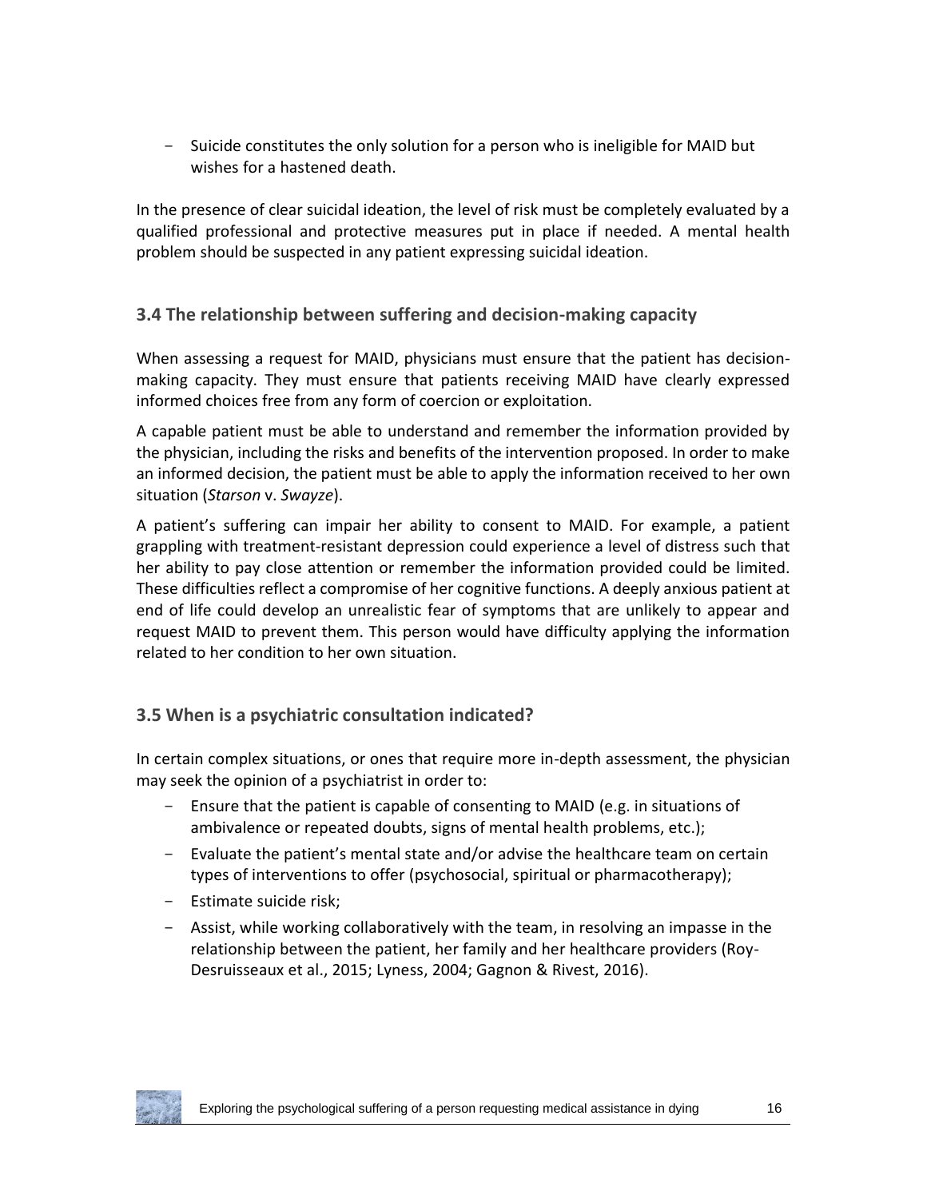- Suicide constitutes the only solution for a person who is ineligible for MAID but wishes for a hastened death.

In the presence of clear suicidal ideation, the level of risk must be completely evaluated by a qualified professional and protective measures put in place if needed. A mental health problem should be suspected in any patient expressing suicidal ideation.

## 3.4 The relationship between suffering and decision-making capacity

When assessing a request for MAID, physicians must ensure that the patient has decision-making capacity. They must ensure that patients receiving MAID have clearly expressed informed choices free from any form of coercion or exploitation.

A capable patient must be able to understand and remember the information provided by the physician, including the risks and benefits of the intervention proposed. In order to make an informed decision, the patient must be able to apply the information received to her own situation (*Starson* v. *Swayze*).

A patient's suffering can impair her ability to consent to MAID. For example, a patient grappling with treatment-resistant depression could experience a level of distress such that her ability to pay close attention or remember the information provided could be limited. These difficulties reflect a compromise of her cognitive functions. A deeply anxious patient at end of life could develop an unrealistic fear of symptoms that are unlikely to appear and request MAID to prevent them. This person would have difficulty applying the information related to her condition to her own situation.

## 3.5 When is a psychiatric consultation indicated?

In certain complex situations, or ones that require more in-depth assessment, the physician may seek the opinion of a psychiatrist in order to:

- Ensure that the patient is capable of consenting to MAID (e.g. in situations of ambivalence or repeated doubts, signs of mental health problems, etc.);
- Evaluate the patient's mental state and/or advise the healthcare team on certain types of interventions to offer (psychosocial, spiritual or pharmacotherapy);
- Estimate suicide risk;
- Assist, while working collaboratively with the team, in resolving an impasse in the relationship between the patient, her family and her healthcare providers (Roy-Desruisseaux et al., 2015; Lyness, 2004; Gagnon & Rivest, 2016).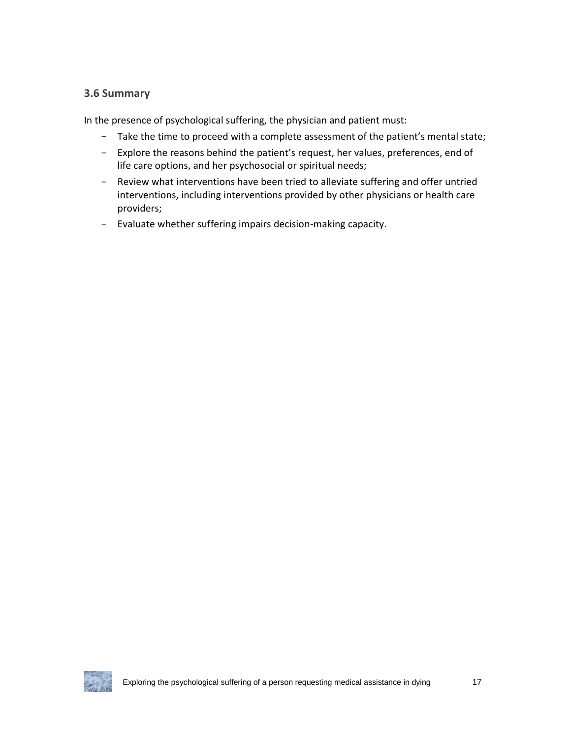### 3.6 Summary

In the presence of psychological suffering, the physician and patient must:

- Take the time to proceed with a complete assessment of the patient's mental state;
- Explore the reasons behind the patient's request, her values, preferences, end of life care options, and her psychosocial or spiritual needs;
- Review what interventions have been tried to alleviate suffering and offer untried interventions, including interventions provided by other physicians or health care providers;
- Evaluate whether suffering impairs decision-making capacity.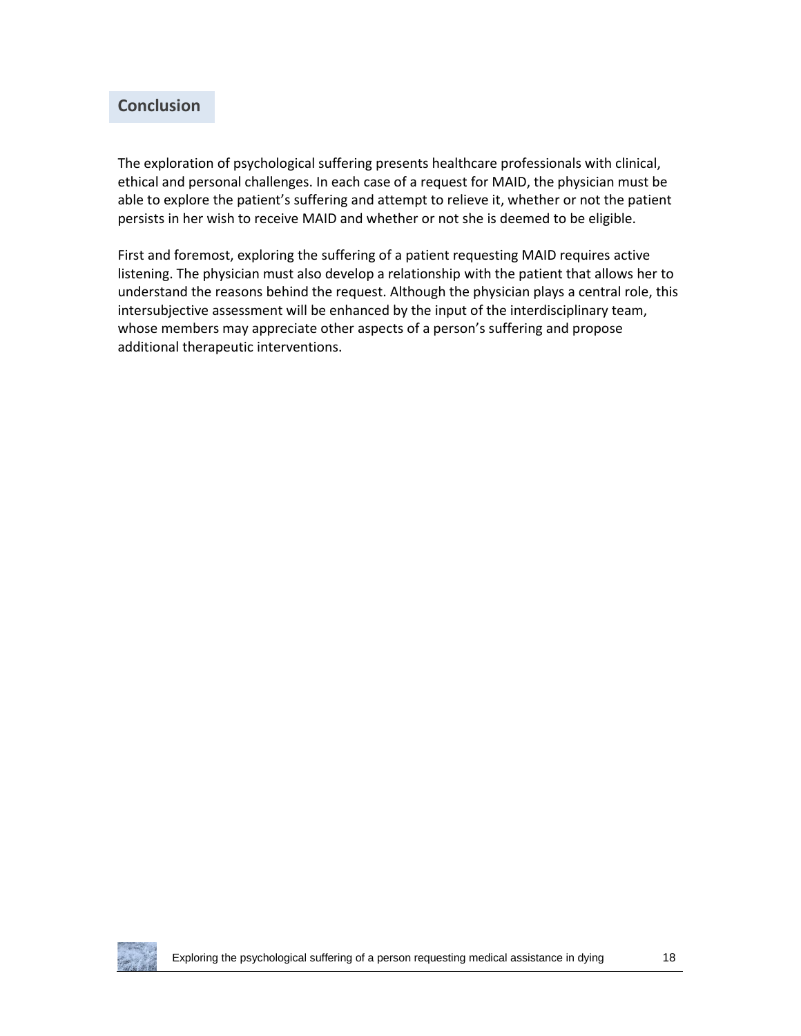## Conclusion

The exploration of psychological suffering presents healthcare professionals with clinical, ethical and personal challenges. In each case of a request for MAID, the physician must be able to explore the patient's suffering and attempt to relieve it, whether or not the patient persists in her wish to receive MAID and whether or not she is deemed to be eligible.

First and foremost, exploring the suffering of a patient requesting MAID requires active listening. The physician must also develop a relationship with the patient that allows her to understand the reasons behind the request. Although the physician plays a central role, this intersubjective assessment will be enhanced by the input of the interdisciplinary team, whose members may appreciate other aspects of a person's suffering and propose additional therapeutic interventions.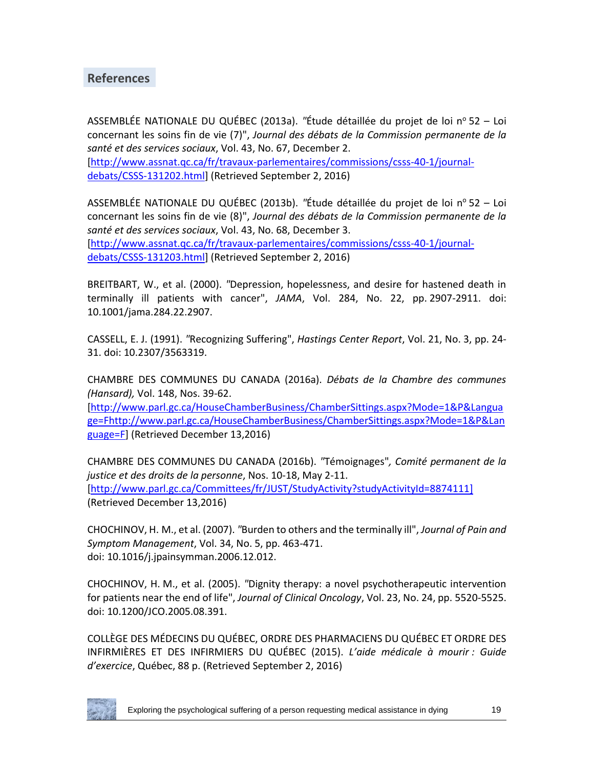## References

ASSEMBLÉE NATIONALE DU QUÉBEC (2013a). "Étude détaillée du projet de loi nº 52 – Loi concernant les soins fin de vie (7)", *Journal des débats de la Commission permanente de la santé et des services sociaux*, Vol. 43, No. 67, December 2. [http://www.assnat.qc.ca/fr/travaux-parlementaires/commissions/csss-40-1/journal-debats/CSSS-131202.html] (Retrieved September 2, 2016)

ASSEMBLÉE NATIONALE DU QUÉBEC (2013b). "Étude détaillée du projet de loi nº 52 – Loi concernant les soins fin de vie (8)", *Journal des débats de la Commission permanente de la santé et des services sociaux*, Vol. 43, No. 68, December 3. [http://www.assnat.qc.ca/fr/travaux-parlementaires/commissions/csss-40-1/journal-debats/CSSS-131203.html] (Retrieved September 2, 2016)

BREITBART, W., et al. (2000). "Depression, hopelessness, and desire for hastened death in terminally ill patients with cancer", *JAMA*, Vol. 284, No. 22, pp. 2907-2911. doi: 10.1001/jama.284.22.2907.

CASSELL, E. J. (1991). "Recognizing Suffering", *Hastings Center Report*, Vol. 21, No. 3, pp. 24-31. doi: 10.2307/3563319.

CHAMBRE DES COMMUNES DU CANADA (2016a). *Débats de la Chambre des communes (Hansard),* Vol. 148, Nos. 39-62. [http://www.parl.gc.ca/HouseChamberBusiness/ChamberSittings.aspx?Mode=1&P&Language=Fhttp://www.parl.gc.ca/HouseChamberBusiness/ChamberSittings.aspx?Mode=1&P&Language=F] (Retrieved December 13,2016)

CHAMBRE DES COMMUNES DU CANADA (2016b). "Témoignages"*, Comité permanent de la justice et des droits de la personne*, Nos. 10-18, May 2-11. [http://www.parl.gc.ca/Committees/fr/JUST/StudyActivity?studyActivityId=8874111] (Retrieved December 13,2016)

CHOCHINOV, H. M., et al. (2007). "Burden to others and the terminally ill", *Journal of Pain and Symptom Management*, Vol. 34, No. 5, pp. 463-471. doi: 10.1016/j.jpainsymman.2006.12.012.

CHOCHINOV, H. M., et al. (2005). "Dignity therapy: a novel psychotherapeutic intervention for patients near the end of life", *Journal of Clinical Oncology*, Vol. 23, No. 24, pp. 5520-5525. doi: 10.1200/JCO.2005.08.391.

COLLÈGE DES MÉDECINS DU QUÉBEC, ORDRE DES PHARMACIENS DU QUÉBEC ET ORDRE DES INFIRMIÈRES ET DES INFIRMIERS DU QUÉBEC (2015). *L'aide médicale à mourir : Guide d'exercice*, Québec, 88 p. (Retrieved September 2, 2016)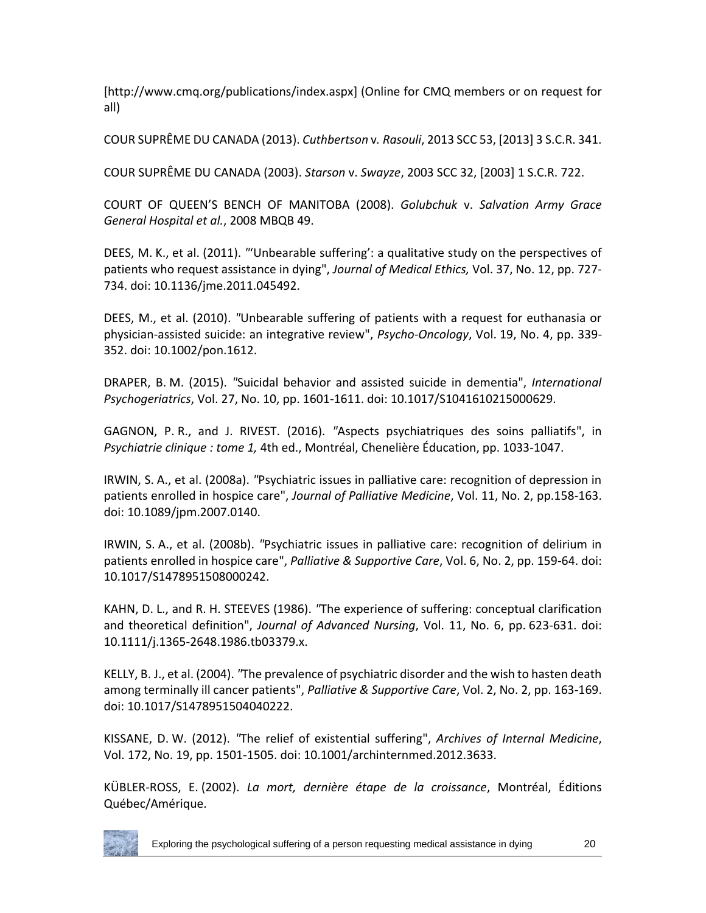[http://www.cmq.org/publications/index.aspx] (Online for CMQ members or on request for all)

COUR SUPRÊME DU CANADA (2013). *Cuthbertson* v*. Rasouli*, 2013 SCC 53, [2013] 3 S.C.R. 341.

COUR SUPRÊME DU CANADA (2003). *Starson* v. *Swayze*, 2003 SCC 32, [2003] 1 S.C.R. 722.

COURT OF QUEEN'S BENCH OF MANITOBA (2008). *Golubchuk* v. *Salvation Army Grace General Hospital et al.*, 2008 MBQB 49.

DEES, M. K., et al. (2011). "'Unbearable suffering': a qualitative study on the perspectives of patients who request assistance in dying", *Journal of Medical Ethics,* Vol. 37, No. 12, pp. 727-734. doi: 10.1136/jme.2011.045492.

DEES, M., et al. (2010). "Unbearable suffering of patients with a request for euthanasia or physician-assisted suicide: an integrative review", *Psycho-Oncology*, Vol. 19, No. 4, pp. 339-352. doi: 10.1002/pon.1612.

DRAPER, B. M. (2015). "Suicidal behavior and assisted suicide in dementia", *International Psychogeriatrics*, Vol. 27, No. 10, pp. 1601-1611. doi: 10.1017/S1041610215000629.

GAGNON, P. R., and J. RIVEST. (2016). "Aspects psychiatriques des soins palliatifs", in *Psychiatrie clinique : tome 1,* 4th ed., Montréal, Chenelière Éducation, pp. 1033-1047.

IRWIN, S. A., et al. (2008a). "Psychiatric issues in palliative care: recognition of depression in patients enrolled in hospice care", *Journal of Palliative Medicine*, Vol. 11, No. 2, pp.158-163. doi: 10.1089/jpm.2007.0140.

IRWIN, S. A., et al. (2008b). "Psychiatric issues in palliative care: recognition of delirium in patients enrolled in hospice care", *Palliative & Supportive Care*, Vol. 6, No. 2, pp. 159-64. doi: 10.1017/S1478951508000242.

KAHN, D. L., and R. H. STEEVES (1986). "The experience of suffering: conceptual clarification and theoretical definition", *Journal of Advanced Nursing*, Vol. 11, No. 6, pp. 623-631. doi: 10.1111/j.1365-2648.1986.tb03379.x.

KELLY, B. J., et al. (2004). "The prevalence of psychiatric disorder and the wish to hasten death among terminally ill cancer patients", *Palliative & Supportive Care*, Vol. 2, No. 2, pp. 163-169. doi: 10.1017/S1478951504040222.

KISSANE, D. W. (2012). "The relief of existential suffering", *Archives of Internal Medicine*, Vol. 172, No. 19, pp. 1501-1505. doi: 10.1001/archinternmed.2012.3633.

KÜBLER-ROSS, E. (2002). *La mort, dernière étape de la croissance*, Montréal, Éditions Québec/Amérique.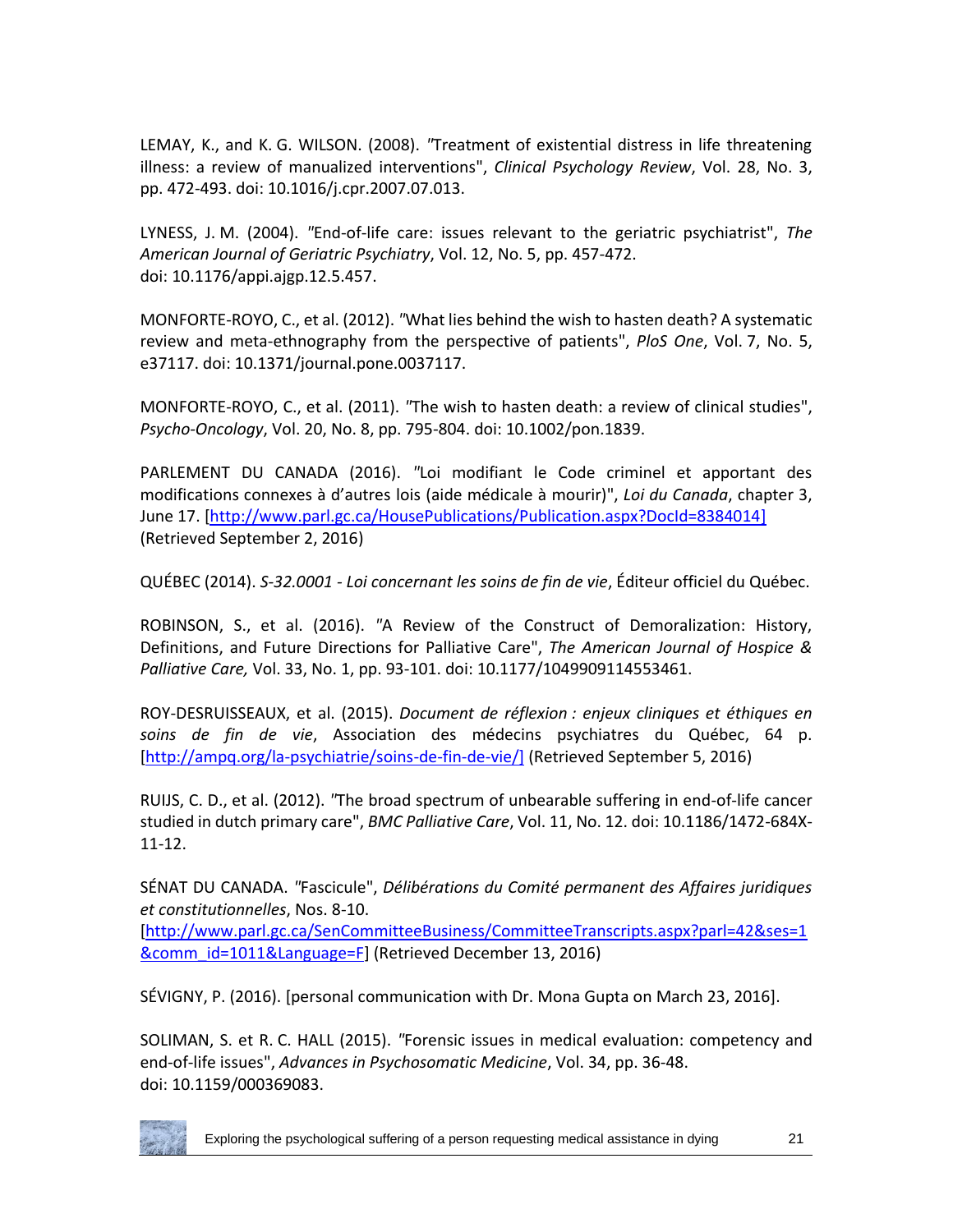LEMAY, K., and K. G. WILSON. (2008). "Treatment of existential distress in life threatening illness: a review of manualized interventions", *Clinical Psychology Review*, Vol. 28, No. 3, pp. 472-493. doi: 10.1016/j.cpr.2007.07.013.

LYNESS, J. M. (2004). "End-of-life care: issues relevant to the geriatric psychiatrist", *The American Journal of Geriatric Psychiatry*, Vol. 12, No. 5, pp. 457-472. doi: 10.1176/appi.ajgp.12.5.457.

MONFORTE-ROYO, C., et al. (2012). "What lies behind the wish to hasten death? A systematic review and meta-ethnography from the perspective of patients", *PloS One*, Vol. 7, No. 5, e37117. doi: 10.1371/journal.pone.0037117.

MONFORTE-ROYO, C., et al. (2011). "The wish to hasten death: a review of clinical studies", *Psycho-Oncology*, Vol. 20, No. 8, pp. 795-804. doi: 10.1002/pon.1839.

PARLEMENT DU CANADA (2016). "Loi modifiant le Code criminel et apportant des modifications connexes à d'autres lois (aide médicale à mourir)", *Loi du Canada*, chapter 3, June 17. [http://www.parl.gc.ca/HousePublications/Publication.aspx?DocId=8384014] (Retrieved September 2, 2016)

QUÉBEC (2014). *S-32.0001 - Loi concernant les soins de fin de vie*, Éditeur officiel du Québec.

ROBINSON, S., et al. (2016). "A Review of the Construct of Demoralization: History, Definitions, and Future Directions for Palliative Care", *The American Journal of Hospice & Palliative Care,* Vol. 33, No. 1, pp. 93-101. doi: 10.1177/1049909114553461.

ROY-DESRUISSEAUX, et al. (2015). *Document de réflexion : enjeux cliniques et éthiques en soins de fin de vie*, Association des médecins psychiatres du Québec, 64 p. [http://ampq.org/la-psychiatrie/soins-de-fin-de-vie/] (Retrieved September 5, 2016)

RUIJS, C. D., et al. (2012). "The broad spectrum of unbearable suffering in end-of-life cancer studied in dutch primary care", *BMC Palliative Care*, Vol. 11, No. 12. doi: 10.1186/1472-684X-11-12.

SÉNAT DU CANADA. "Fascicule", *Délibérations du Comité permanent des Affaires juridiques et constitutionnelles*, Nos. 8-10. [http://www.parl.gc.ca/SenCommitteeBusiness/CommitteeTranscripts.aspx?parl=42&ses=1&comm_id=1011&Language=F] (Retrieved December 13, 2016)

SÉVIGNY, P. (2016). [personal communication with Dr. Mona Gupta on March 23, 2016].

SOLIMAN, S. et R. C. HALL (2015). "Forensic issues in medical evaluation: competency and end-of-life issues", *Advances in Psychosomatic Medicine*, Vol. 34, pp. 36-48. doi: 10.1159/000369083.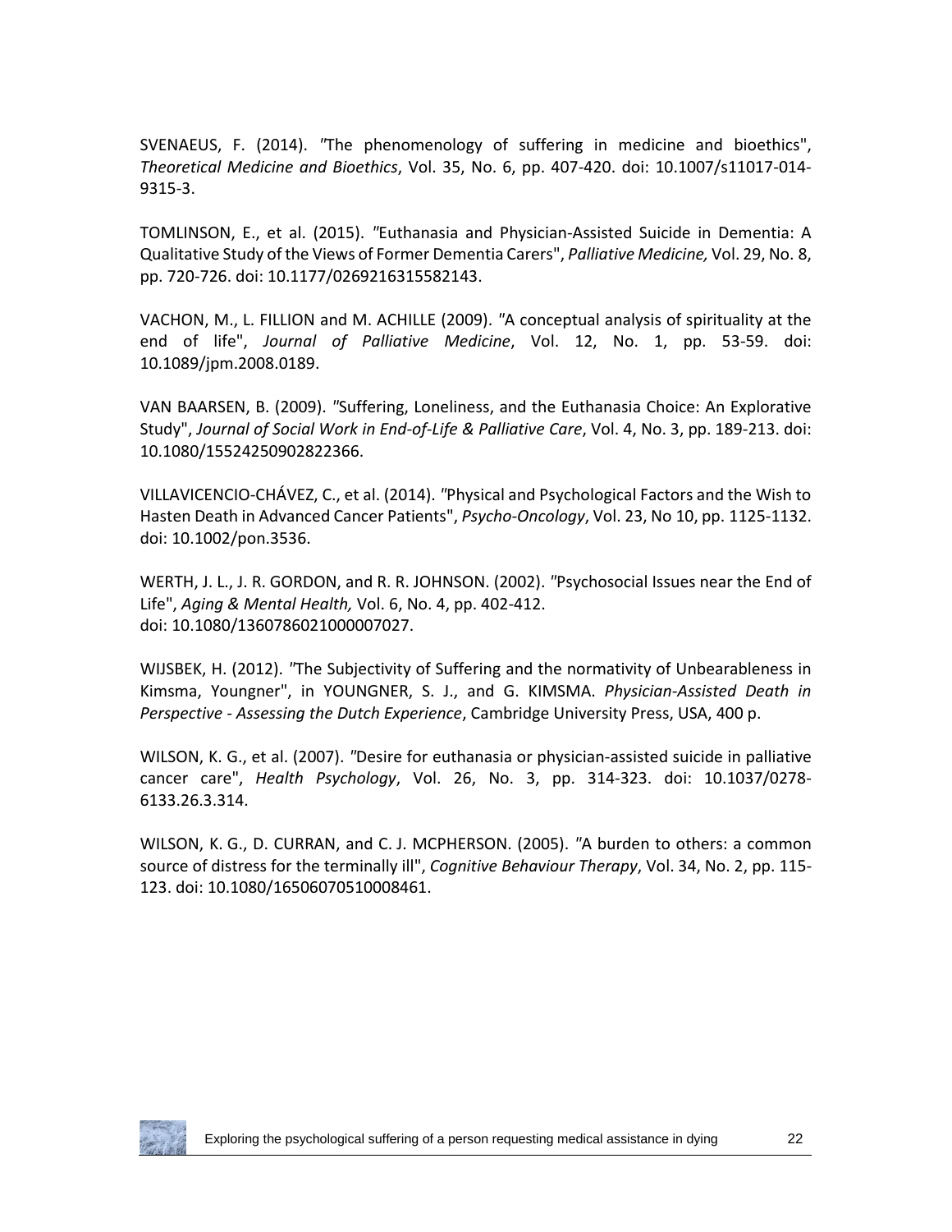SVENAEUS, F. (2014). "The phenomenology of suffering in medicine and bioethics", *Theoretical Medicine and Bioethics*, Vol. 35, No. 6, pp. 407-420. doi: 10.1007/s11017-014-9315-3.

TOMLINSON, E., et al. (2015). "Euthanasia and Physician-Assisted Suicide in Dementia: A Qualitative Study of the Views of Former Dementia Carers", *Palliative Medicine,* Vol. 29, No. 8, pp. 720-726. doi: 10.1177/0269216315582143.

VACHON, M., L. FILLION and M. ACHILLE (2009). "A conceptual analysis of spirituality at the end of life", *Journal of Palliative Medicine*, Vol. 12, No. 1, pp. 53-59. doi: 10.1089/jpm.2008.0189.

VAN BAARSEN, B. (2009). "Suffering, Loneliness, and the Euthanasia Choice: An Explorative Study", *Journal of Social Work in End-of-Life & Palliative Care*, Vol. 4, No. 3, pp. 189-213. doi: 10.1080/15524250902822366.

VILLAVICENCIO-CHÁVEZ, C., et al. (2014). "Physical and Psychological Factors and the Wish to Hasten Death in Advanced Cancer Patients", *Psycho-Oncology*, Vol. 23, No 10, pp. 1125-1132. doi: 10.1002/pon.3536.

WERTH, J. L., J. R. GORDON, and R. R. JOHNSON. (2002). "Psychosocial Issues near the End of Life", *Aging & Mental Health,* Vol. 6, No. 4, pp. 402-412.
doi: 10.1080/1360786021000007027.

WIJSBEK, H. (2012). "The Subjectivity of Suffering and the normativity of Unbearableness in Kimsma, Youngner", in YOUNGNER, S. J., and G. KIMSMA. *Physician-Assisted Death in Perspective - Assessing the Dutch Experience*, Cambridge University Press, USA, 400 p.

WILSON, K. G., et al. (2007). "Desire for euthanasia or physician-assisted suicide in palliative cancer care", *Health Psychology*, Vol. 26, No. 3, pp. 314-323. doi: 10.1037/0278-6133.26.3.314.

WILSON, K. G., D. CURRAN, and C. J. MCPHERSON. (2005). "A burden to others: a common source of distress for the terminally ill", *Cognitive Behaviour Therapy*, Vol. 34, No. 2, pp. 115-123. doi: 10.1080/16506070510008461.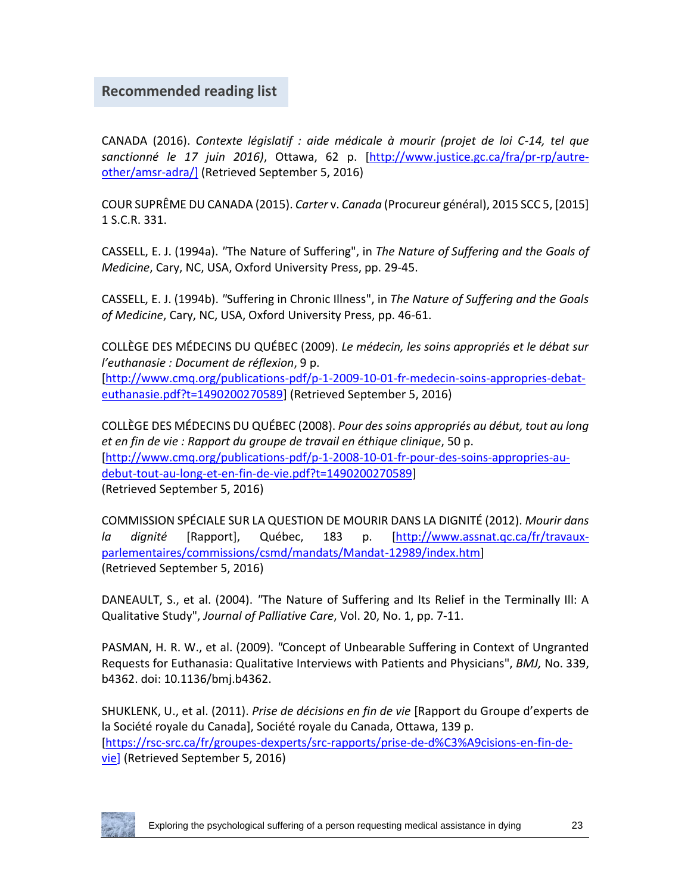## Recommended reading list

CANADA (2016). *Contexte législatif : aide médicale à mourir (projet de loi C-14, tel que sanctionné le 17 juin 2016)*, Ottawa, 62 p. [http://www.justice.gc.ca/fra/pr-rp/autre-other/amsr-adra/] (Retrieved September 5, 2016)

COUR SUPRÊME DU CANADA (2015). *Carter* v. *Canada* (Procureur général), 2015 SCC 5, [2015] 1 S.C.R. 331.

CASSELL, E. J. (1994a). "The Nature of Suffering", in *The Nature of Suffering and the Goals of Medicine*, Cary, NC, USA, Oxford University Press, pp. 29-45.

CASSELL, E. J. (1994b). "Suffering in Chronic Illness", in *The Nature of Suffering and the Goals of Medicine*, Cary, NC, USA, Oxford University Press, pp. 46-61.

COLLÈGE DES MÉDECINS DU QUÉBEC (2009). *Le médecin, les soins appropriés et le débat sur l'euthanasie : Document de réflexion*, 9 p. [http://www.cmq.org/publications-pdf/p-1-2009-10-01-fr-medecin-soins-appropries-debat-euthanasie.pdf?t=1490200270589] (Retrieved September 5, 2016)

COLLÈGE DES MÉDECINS DU QUÉBEC (2008). *Pour des soins appropriés au début, tout au long et en fin de vie : Rapport du groupe de travail en éthique clinique*, 50 p. [http://www.cmq.org/publications-pdf/p-1-2008-10-01-fr-pour-des-soins-appropries-au-debut-tout-au-long-et-en-fin-de-vie.pdf?t=1490200270589] (Retrieved September 5, 2016)

COMMISSION SPÉCIALE SUR LA QUESTION DE MOURIR DANS LA DIGNITÉ (2012). *Mourir dans la dignité* [Rapport], Québec, 183 p. [http://www.assnat.qc.ca/fr/travaux-parlementaires/commissions/csmd/mandats/Mandat-12989/index.htm] (Retrieved September 5, 2016)

DANEAULT, S., et al. (2004). "The Nature of Suffering and Its Relief in the Terminally Ill: A Qualitative Study", *Journal of Palliative Care*, Vol. 20, No. 1, pp. 7-11.

PASMAN, H. R. W., et al. (2009). "Concept of Unbearable Suffering in Context of Ungranted Requests for Euthanasia: Qualitative Interviews with Patients and Physicians", *BMJ,* No. 339, b4362. doi: 10.1136/bmj.b4362.

SHUKLENK, U., et al. (2011). *Prise de décisions en fin de vie* [Rapport du Groupe d'experts de la Société royale du Canada], Société royale du Canada, Ottawa, 139 p. [https://rsc-src.ca/fr/groupes-dexperts/src-rapports/prise-de-d%C3%A9cisions-en-fin-de-vie] (Retrieved September 5, 2016)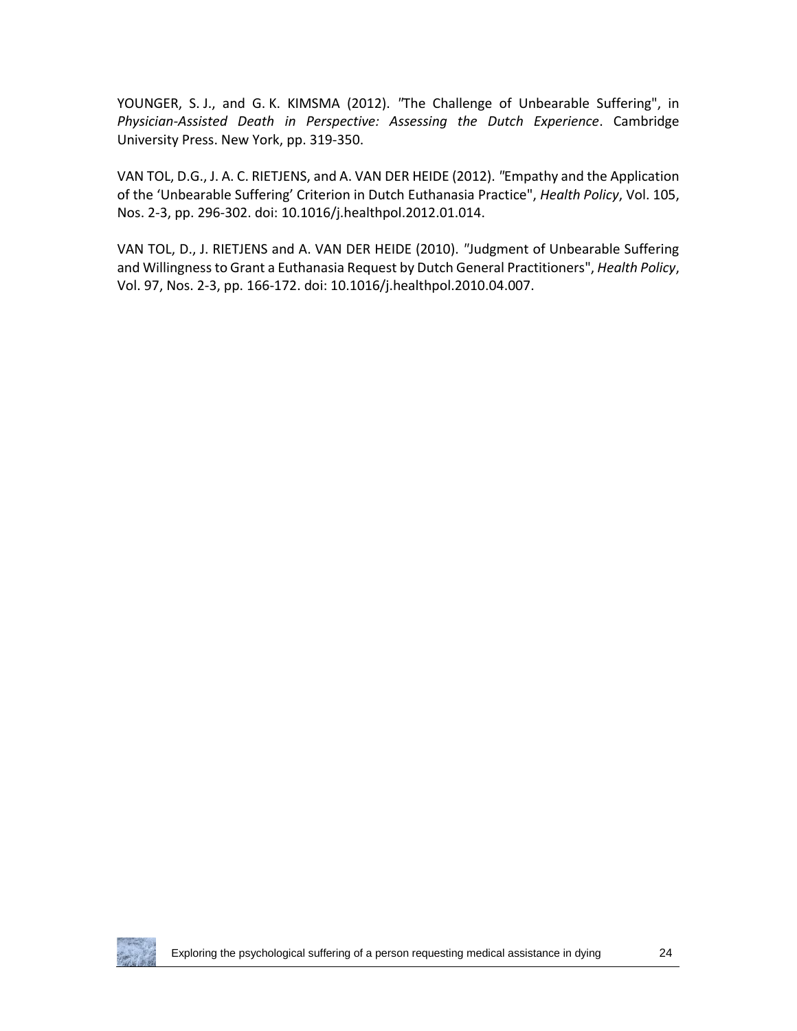YOUNGER, S. J., and G. K. KIMSMA (2012). "The Challenge of Unbearable Suffering", in *Physician-Assisted Death in Perspective: Assessing the Dutch Experience*. Cambridge University Press. New York, pp. 319-350.

VAN TOL, D.G., J. A. C. RIETJENS, and A. VAN DER HEIDE (2012). "Empathy and the Application of the 'Unbearable Suffering' Criterion in Dutch Euthanasia Practice", *Health Policy*, Vol. 105, Nos. 2-3, pp. 296-302. doi: 10.1016/j.healthpol.2012.01.014.

VAN TOL, D., J. RIETJENS and A. VAN DER HEIDE (2010). "Judgment of Unbearable Suffering and Willingness to Grant a Euthanasia Request by Dutch General Practitioners", *Health Policy*, Vol. 97, Nos. 2-3, pp. 166-172. doi: 10.1016/j.healthpol.2010.04.007.